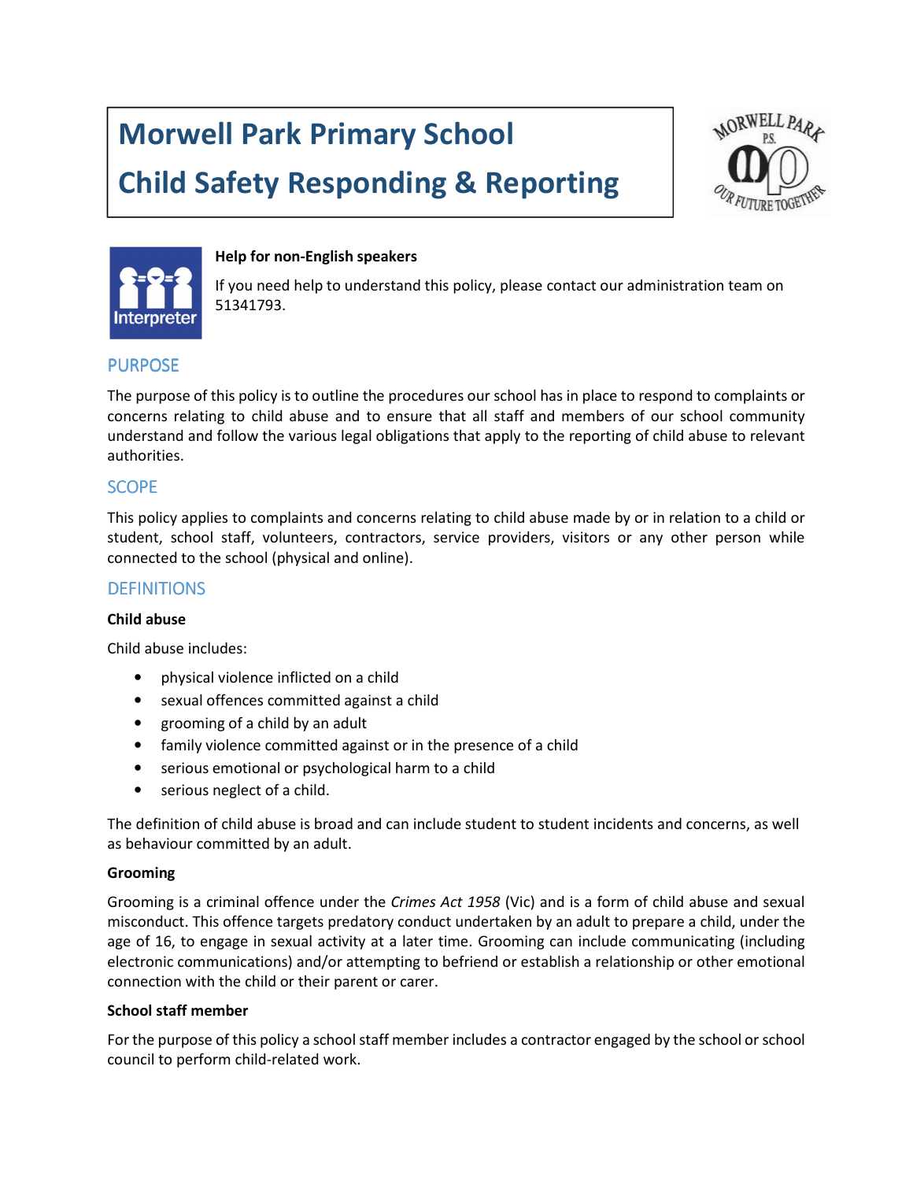# Morwell Park Primary School

# Child Safety Responding & Reporting

**Help for non-English speakers**

If you need help to understand this policy, please contact our administration team on 51341793.

## PURPOSE

The purpose of this policy is to outline the procedures our school has in place to respond to complaints or concerns relating to child abuse and to ensure that all staff and members of our school community understand and follow the various legal obligations that apply to the reporting of child abuse to relevant authorities.

## SCOPE

This policy applies to complaints and concerns relating to child abuse made by or in relation to a child or student, school staff, volunteers, contractors, service providers, visitors or any other person while connected to the school (physical and online).

## DEFINITIONS

**Child abuse**

Child abuse includes:

- physical violence inflicted on a child
- sexual offences committed against a child
- grooming of a child by an adult
- family violence committed against or in the presence of a child
- serious emotional or psychological harm to a child
- serious neglect of a child.

The definition of child abuse is broad and can include student to student incidents and concerns, as well as behaviour committed by an adult.

**Grooming**

Grooming is a criminal offence under the *Crimes Act 1958* (Vic) and is a form of child abuse and sexual misconduct. This offence targets predatory conduct undertaken by an adult to prepare a child, under the age of 16, to engage in sexual activity at a later time. Grooming can include communicating (including electronic communications) and/or attempting to befriend or establish a relationship or other emotional connection with the child or their parent or carer.

**School staff member**

For the purpose of this policy a school staff member includes a contractor engaged by the school or school council to perform child-related work.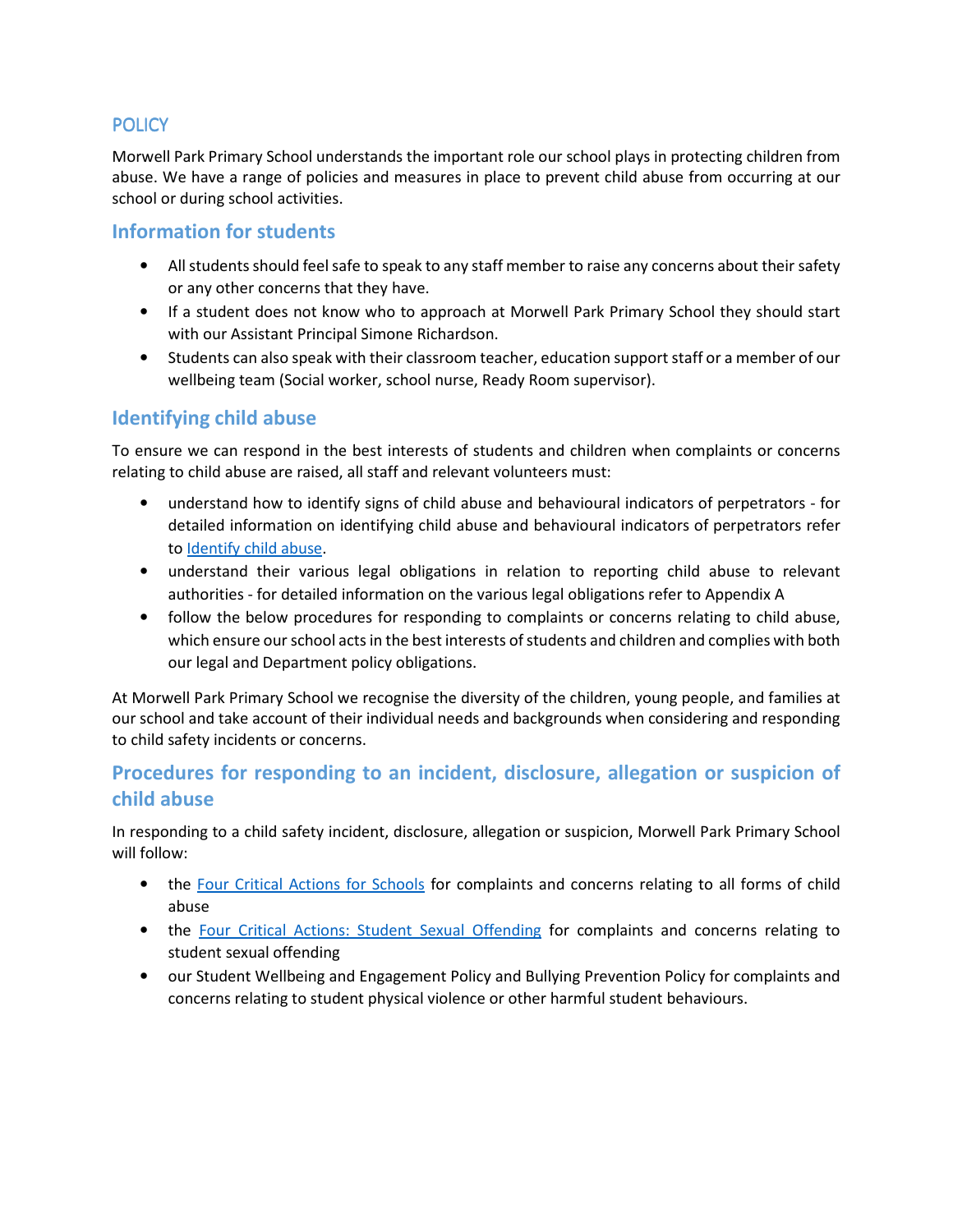## POLICY

Morwell Park Primary School understands the important role our school plays in protecting children from abuse. We have a range of policies and measures in place to prevent child abuse from occurring at our school or during school activities.

## Information for students

- All students should feel safe to speak to any staff member to raise any concerns about their safety or any other concerns that they have.
- If a student does not know who to approach at Morwell Park Primary School they should start with our Assistant Principal Simone Richardson.
- Students can also speak with their classroom teacher, education support staff or a member of our wellbeing team (Social worker, school nurse, Ready Room supervisor).

## Identifying child abuse

To ensure we can respond in the best interests of students and children when complaints or concerns relating to child abuse are raised, all staff and relevant volunteers must:

- understand how to identify signs of child abuse and behavioural indicators of perpetrators - for detailed information on identifying child abuse and behavioural indicators of perpetrators refer to [Identify child abuse](Identify child abuse).
- understand their various legal obligations in relation to reporting child abuse to relevant authorities - for detailed information on the various legal obligations refer to Appendix A
- follow the below procedures for responding to complaints or concerns relating to child abuse, which ensure our school acts in the best interests of students and children and complies with both our legal and Department policy obligations.

At Morwell Park Primary School we recognise the diversity of the children, young people, and families at our school and take account of their individual needs and backgrounds when considering and responding to child safety incidents or concerns.

## Procedures for responding to an incident, disclosure, allegation or suspicion of child abuse

In responding to a child safety incident, disclosure, allegation or suspicion, Morwell Park Primary School will follow:

- the [Four Critical Actions for Schools](Four Critical Actions for Schools) for complaints and concerns relating to all forms of child abuse
- the [Four Critical Actions: Student Sexual Offending](Four Critical Actions: Student Sexual Offending) for complaints and concerns relating to student sexual offending
- our Student Wellbeing and Engagement Policy and Bullying Prevention Policy for complaints and concerns relating to student physical violence or other harmful student behaviours.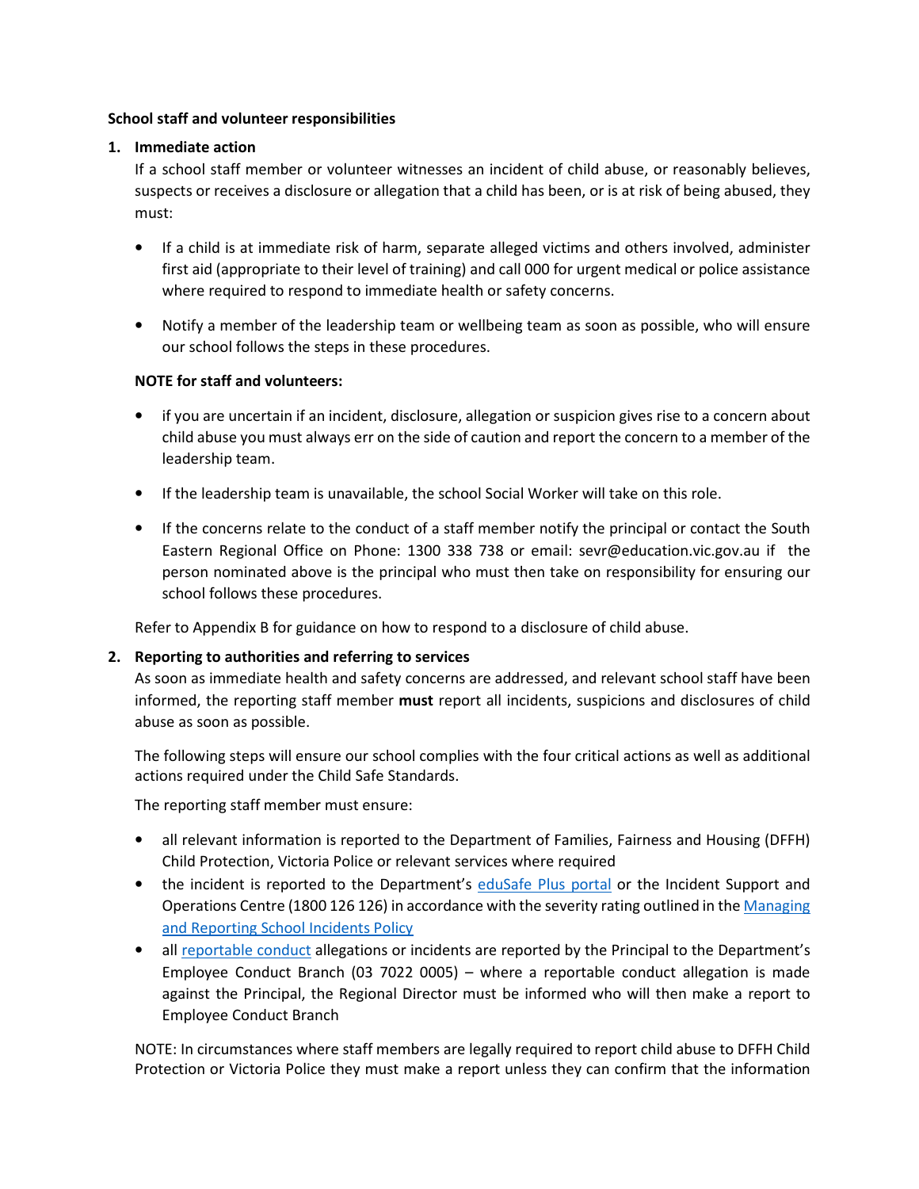**School staff and volunteer responsibilities**

1. **Immediate action**

   If a school staff member or volunteer witnesses an incident of child abuse, or reasonably believes, suspects or receives a disclosure or allegation that a child has been, or is at risk of being abused, they must:

   - If a child is at immediate risk of harm, separate alleged victims and others involved, administer first aid (appropriate to their level of training) and call 000 for urgent medical or police assistance where required to respond to immediate health or safety concerns.

   - Notify a member of the leadership team or wellbeing team as soon as possible, who will ensure our school follows the steps in these procedures.

   **NOTE for staff and volunteers:**

   - if you are uncertain if an incident, disclosure, allegation or suspicion gives rise to a concern about child abuse you must always err on the side of caution and report the concern to a member of the leadership team.

   - If the leadership team is unavailable, the school Social Worker will take on this role.

   - If the concerns relate to the conduct of a staff member notify the principal or contact the South Eastern Regional Office on Phone: 1300 338 738 or email: sevr@education.vic.gov.au if the person nominated above is the principal who must then take on responsibility for ensuring our school follows these procedures.

   Refer to Appendix B for guidance on how to respond to a disclosure of child abuse.

2. **Reporting to authorities and referring to services**

   As soon as immediate health and safety concerns are addressed, and relevant school staff have been informed, the reporting staff member **must** report all incidents, suspicions and disclosures of child abuse as soon as possible.

   The following steps will ensure our school complies with the four critical actions as well as additional actions required under the Child Safe Standards.

   The reporting staff member must ensure:

   - all relevant information is reported to the Department of Families, Fairness and Housing (DFFH) Child Protection, Victoria Police or relevant services where required
   - the incident is reported to the Department's eduSafe Plus portal or the Incident Support and Operations Centre (1800 126 126) in accordance with the severity rating outlined in the Managing and Reporting School Incidents Policy
   - all reportable conduct allegations or incidents are reported by the Principal to the Department's Employee Conduct Branch (03 7022 0005) – where a reportable conduct allegation is made against the Principal, the Regional Director must be informed who will then make a report to Employee Conduct Branch

   NOTE: In circumstances where staff members are legally required to report child abuse to DFFH Child Protection or Victoria Police they must make a report unless they can confirm that the information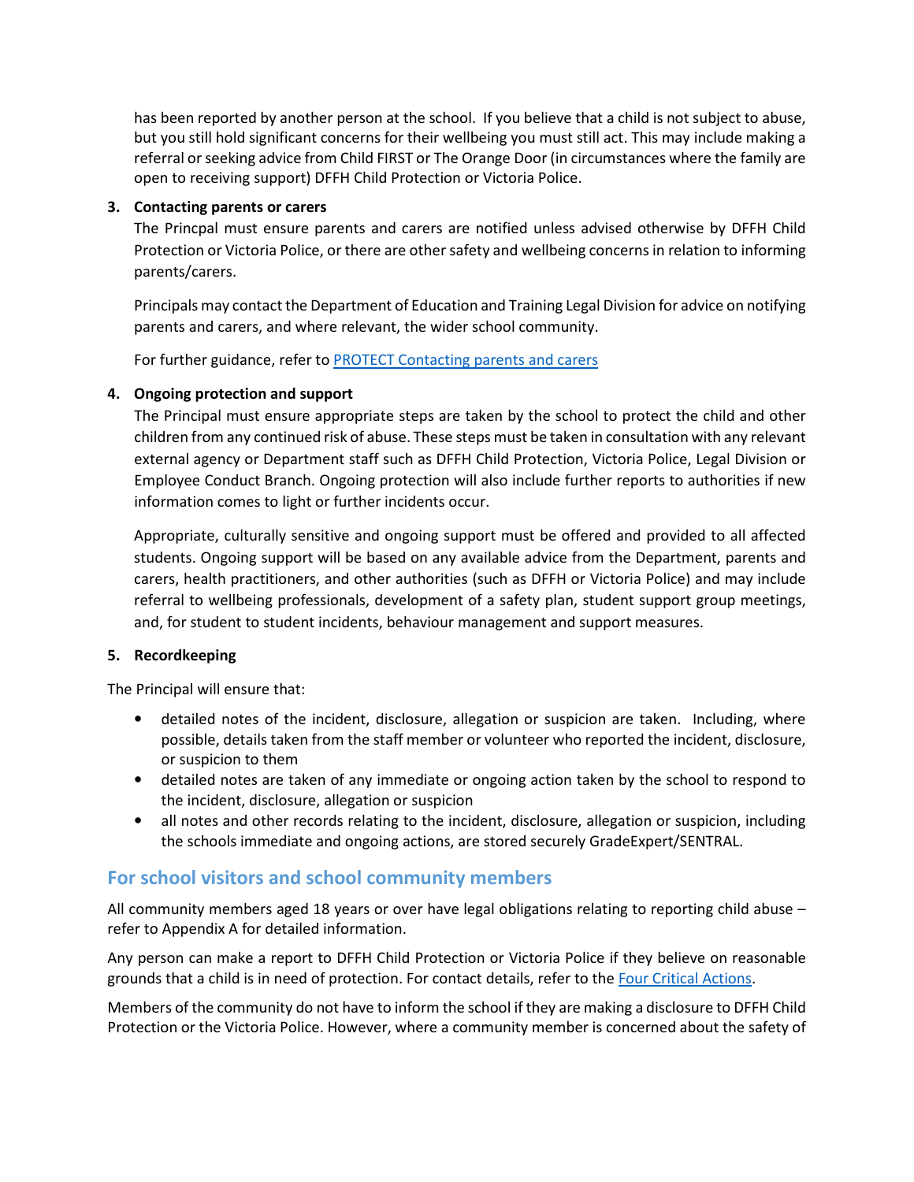has been reported by another person at the school. If you believe that a child is not subject to abuse, but you still hold significant concerns for their wellbeing you must still act. This may include making a referral or seeking advice from Child FIRST or The Orange Door (in circumstances where the family are open to receiving support) DFFH Child Protection or Victoria Police.

3. **Contacting parents or carers**

   The Princpal must ensure parents and carers are notified unless advised otherwise by DFFH Child Protection or Victoria Police, or there are other safety and wellbeing concerns in relation to informing parents/carers.

   Principals may contact the Department of Education and Training Legal Division for advice on notifying parents and carers, and where relevant, the wider school community.

   For further guidance, refer to [PROTECT Contacting parents and carers]()

4. **Ongoing protection and support**

   The Principal must ensure appropriate steps are taken by the school to protect the child and other children from any continued risk of abuse. These steps must be taken in consultation with any relevant external agency or Department staff such as DFFH Child Protection, Victoria Police, Legal Division or Employee Conduct Branch. Ongoing protection will also include further reports to authorities if new information comes to light or further incidents occur.

   Appropriate, culturally sensitive and ongoing support must be offered and provided to all affected students. Ongoing support will be based on any available advice from the Department, parents and carers, health practitioners, and other authorities (such as DFFH or Victoria Police) and may include referral to wellbeing professionals, development of a safety plan, student support group meetings, and, for student to student incidents, behaviour management and support measures.

5. **Recordkeeping**

The Principal will ensure that:

- detailed notes of the incident, disclosure, allegation or suspicion are taken. Including, where possible, details taken from the staff member or volunteer who reported the incident, disclosure, or suspicion to them
- detailed notes are taken of any immediate or ongoing action taken by the school to respond to the incident, disclosure, allegation or suspicion
- all notes and other records relating to the incident, disclosure, allegation or suspicion, including the schools immediate and ongoing actions, are stored securely GradeExpert/SENTRAL.

## For school visitors and school community members

All community members aged 18 years or over have legal obligations relating to reporting child abuse – refer to Appendix A for detailed information.

Any person can make a report to DFFH Child Protection or Victoria Police if they believe on reasonable grounds that a child is in need of protection. For contact details, refer to the [Four Critical Actions]().

Members of the community do not have to inform the school if they are making a disclosure to DFFH Child Protection or the Victoria Police. However, where a community member is concerned about the safety of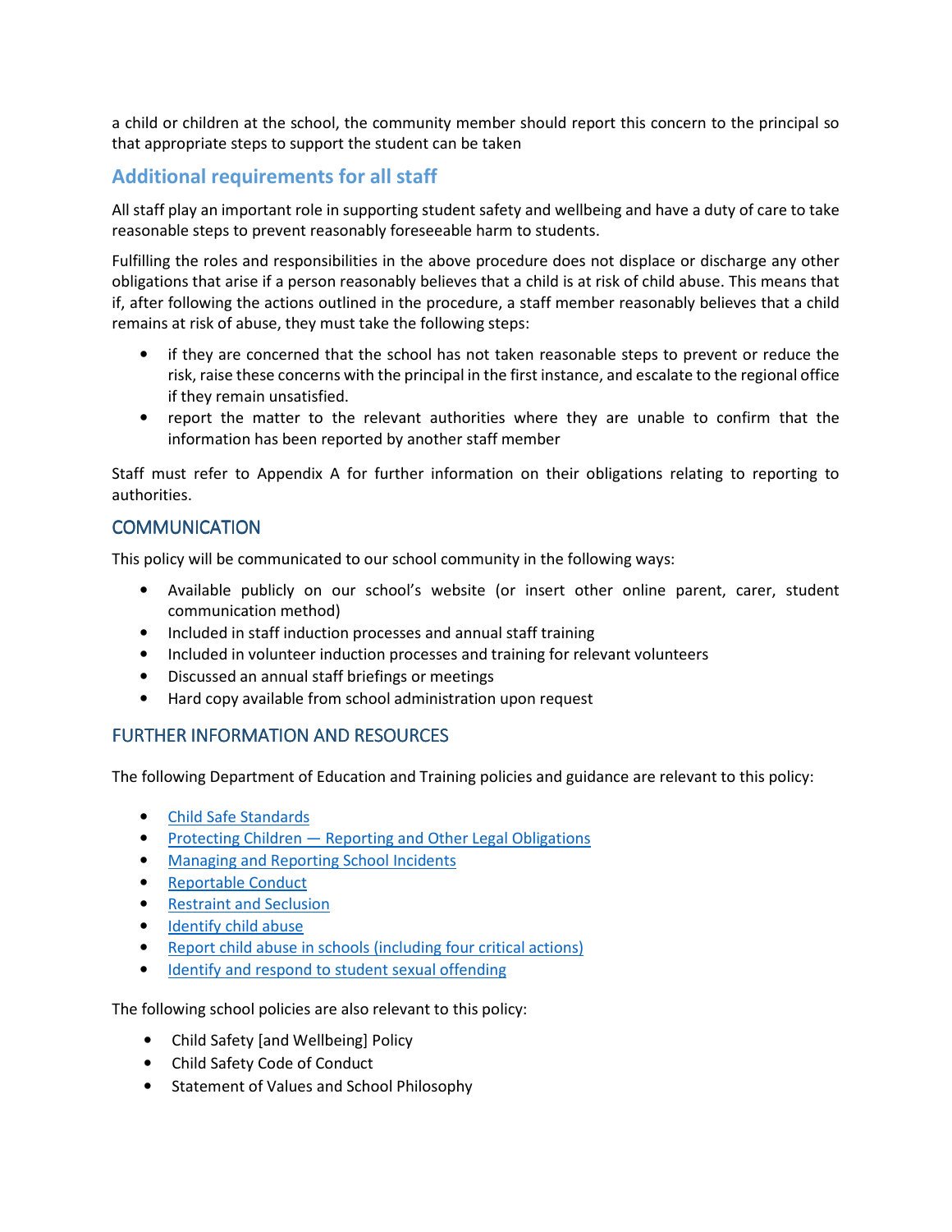a child or children at the school, the community member should report this concern to the principal so that appropriate steps to support the student can be taken

### Additional requirements for all staff

All staff play an important role in supporting student safety and wellbeing and have a duty of care to take reasonable steps to prevent reasonably foreseeable harm to students.

Fulfilling the roles and responsibilities in the above procedure does not displace or discharge any other obligations that arise if a person reasonably believes that a child is at risk of child abuse. This means that if, after following the actions outlined in the procedure, a staff member reasonably believes that a child remains at risk of abuse, they must take the following steps:

- if they are concerned that the school has not taken reasonable steps to prevent or reduce the risk, raise these concerns with the principal in the first instance, and escalate to the regional office if they remain unsatisfied.
- report the matter to the relevant authorities where they are unable to confirm that the information has been reported by another staff member

Staff must refer to Appendix A for further information on their obligations relating to reporting to authorities.

## COMMUNICATION

This policy will be communicated to our school community in the following ways:

- Available publicly on our school's website (or insert other online parent, carer, student communication method)
- Included in staff induction processes and annual staff training
- Included in volunteer induction processes and training for relevant volunteers
- Discussed an annual staff briefings or meetings
- Hard copy available from school administration upon request

## FURTHER INFORMATION AND RESOURCES

The following Department of Education and Training policies and guidance are relevant to this policy:

- Child Safe Standards
- Protecting Children — Reporting and Other Legal Obligations
- Managing and Reporting School Incidents
- Reportable Conduct
- Restraint and Seclusion
- Identify child abuse
- Report child abuse in schools (including four critical actions)
- Identify and respond to student sexual offending

The following school policies are also relevant to this policy:

- Child Safety [and Wellbeing] Policy
- Child Safety Code of Conduct
- Statement of Values and School Philosophy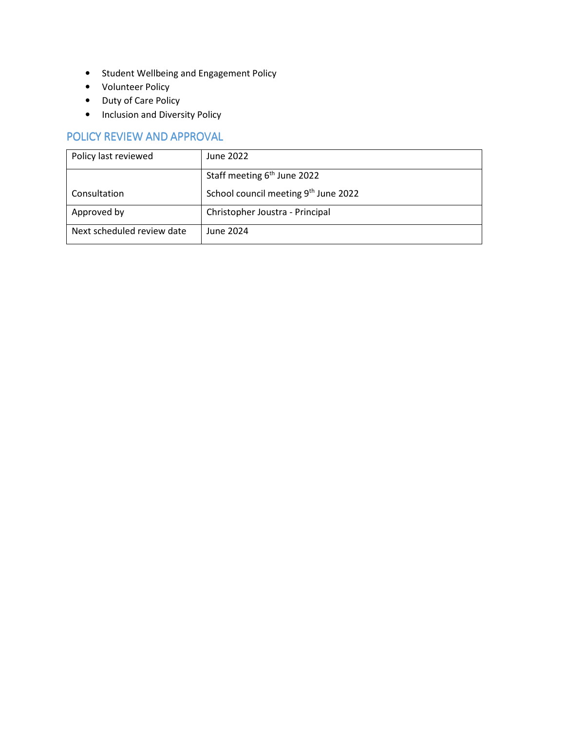- Student Wellbeing and Engagement Policy
- Volunteer Policy
- Duty of Care Policy
- Inclusion and Diversity Policy

## POLICY REVIEW AND APPROVAL

| | |
|---|---|
| Policy last reviewed | June 2022 |
| Consultation | Staff meeting 6th June 2022<br>School council meeting 9th June 2022 |
| Approved by | Christopher Joustra - Principal |
| Next scheduled review date | June 2024 |